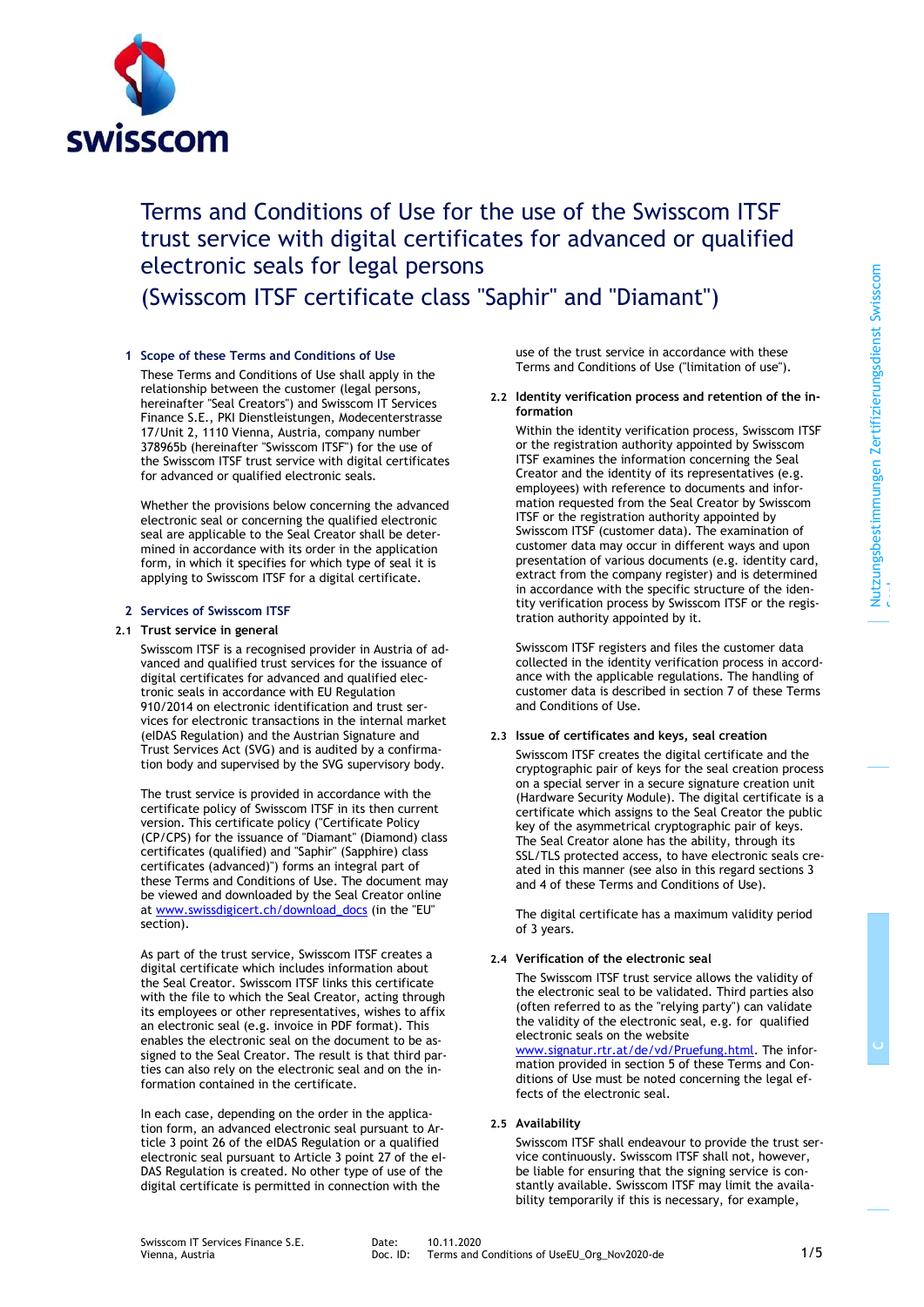# Terms and Conditions of Use for the use of the Swisscom ITSF trust service with digital certificates for advanced or qualified electronic seals for legal persons (Swisscom ITSF certificate class "Saphir" and "Diamant")

## 1 Scope of these Terms and Conditions of Use

These Terms and Conditions of Use shall apply in the relationship between the customer (legal persons, hereinafter "Seal Creators") and Swisscom IT Services Finance S.E., PKI Dienstleistungen, Modecenterstrasse 17/Unit 2, 1110 Vienna, Austria, company number 378965b (hereinafter "Swisscom ITSF") for the use of the Swisscom ITSF trust service with digital certificates for advanced or qualified electronic seals.

Whether the provisions below concerning the advanced electronic seal or concerning the qualified electronic seal are applicable to the Seal Creator shall be determined in accordance with its order in the application form, in which it specifies for which type of seal it is applying to Swisscom ITSF for a digital certificate.

## 2 Services of Swisscom ITSF

### 2.1 Trust service in general

Swisscom ITSF is a recognised provider in Austria of advanced and qualified trust services for the issuance of digital certificates for advanced and qualified electronic seals in accordance with EU Regulation 910/2014 on electronic identification and trust services for electronic transactions in the internal market (eIDAS Regulation) and the Austrian Signature and Trust Services Act (SVG) and is audited by a confirmation body and supervised by the SVG supervisory body.

The trust service is provided in accordance with the certificate policy of Swisscom ITSF in its then current version. This certificate policy ("Certificate Policy (CP/CPS) for the issuance of "Diamant" (Diamond) class certificates (qualified) and "Saphir" (Sapphire) class certificates (advanced)") forms an integral part of these Terms and Conditions of Use. The document may be viewed and downloaded by the Seal Creator online at www.swissdigicert.ch/download_docs (in the "EU" section).

As part of the trust service, Swisscom ITSF creates a digital certificate which includes information about the Seal Creator. Swisscom ITSF links this certificate with the file to which the Seal Creator, acting through its employees or other representatives, wishes to affix an electronic seal (e.g. invoice in PDF format). This enables the electronic seal on the document to be assigned to the Seal Creator. The result is that third parties can also rely on the electronic seal and on the information contained in the certificate.

In each case, depending on the order in the application form, an advanced electronic seal pursuant to Article 3 point 26 of the eIDAS Regulation or a qualified electronic seal pursuant to Article 3 point 27 of the eIDAS Regulation is created. No other type of use of the digital certificate is permitted in connection with the use of the trust service in accordance with these Terms and Conditions of Use ("limitation of use").

### 2.2 Identity verification process and retention of the information

Within the identity verification process, Swisscom ITSF or the registration authority appointed by Swisscom ITSF examines the information concerning the Seal Creator and the identity of its representatives (e.g. employees) with reference to documents and information requested from the Seal Creator by Swisscom ITSF or the registration authority appointed by Swisscom ITSF (customer data). The examination of customer data may occur in different ways and upon presentation of various documents (e.g. identity card, extract from the company register) and is determined in accordance with the specific structure of the identity verification process by Swisscom ITSF or the registration authority appointed by it.

Swisscom ITSF registers and files the customer data collected in the identity verification process in accordance with the applicable regulations. The handling of customer data is described in section 7 of these Terms and Conditions of Use.

### 2.3 Issue of certificates and keys, seal creation

Swisscom ITSF creates the digital certificate and the cryptographic pair of keys for the seal creation process on a special server in a secure signature creation unit (Hardware Security Module). The digital certificate is a certificate which assigns to the Seal Creator the public key of the asymmetrical cryptographic pair of keys. The Seal Creator alone has the ability, through its SSL/TLS protected access, to have electronic seals created in this manner (see also in this regard sections 3 and 4 of these Terms and Conditions of Use).

The digital certificate has a maximum validity period of 3 years.

### 2.4 Verification of the electronic seal

The Swisscom ITSF trust service allows the validity of the electronic seal to be validated. Third parties also (often referred to as the "relying party") can validate the validity of the electronic seal, e.g. for qualified electronic seals on the website www.signatur.rtr.at/de/vd/Pruefung.html. The information provided in section 5 of these Terms and Conditions of Use must be noted concerning the legal effects of the electronic seal.

### 2.5 Availability

Swisscom ITSF shall endeavour to provide the trust service continuously. Swisscom ITSF shall not, however, be liable for ensuring that the signing service is constantly available. Swisscom ITSF may limit the availability temporarily if this is necessary, for example,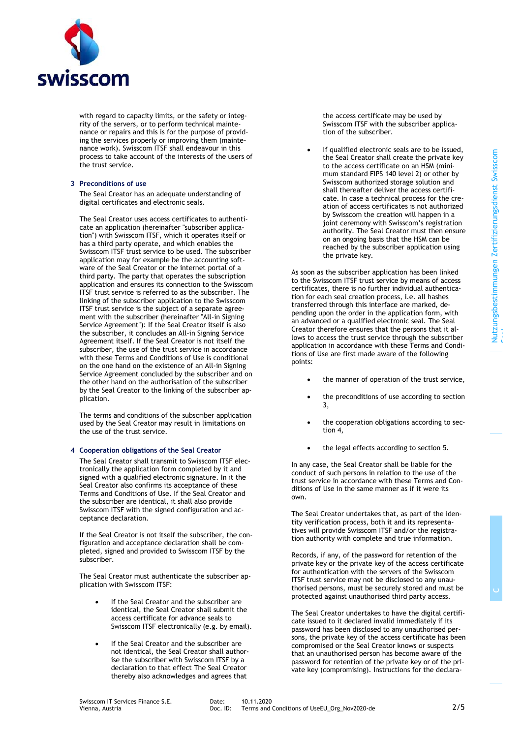with regard to capacity limits, or the safety or integrity of the servers, or to perform technical maintenance or repairs and this is for the purpose of providing the services properly or improving them (maintenance work). Swisscom ITSF shall endeavour in this process to take account of the interests of the users of the trust service.

## 3 Preconditions of use

The Seal Creator has an adequate understanding of digital certificates and electronic seals.

The Seal Creator uses access certificates to authenticate an application (hereinafter "subscriber application") with Swisscom ITSF, which it operates itself or has a third party operate, and which enables the Swisscom ITSF trust service to be used. The subscriber application may for example be the accounting software of the Seal Creator or the internet portal of a third party. The party that operates the subscription application and ensures its connection to the Swisscom ITSF trust service is referred to as the subscriber. The linking of the subscriber application to the Swisscom ITSF trust service is the subject of a separate agreement with the subscriber (hereinafter "All-in Signing Service Agreement"): If the Seal Creator itself is also the subscriber, it concludes an All-in Signing Service Agreement itself. If the Seal Creator is not itself the subscriber, the use of the trust service in accordance with these Terms and Conditions of Use is conditional on the one hand on the existence of an All-in Signing Service Agreement concluded by the subscriber and on the other hand on the authorisation of the subscriber by the Seal Creator to the linking of the subscriber application.

The terms and conditions of the subscriber application used by the Seal Creator may result in limitations on the use of the trust service.

## 4 Cooperation obligations of the Seal Creator

The Seal Creator shall transmit to Swisscom ITSF electronically the application form completed by it and signed with a qualified electronic signature. In it the Seal Creator also confirms its acceptance of these Terms and Conditions of Use. If the Seal Creator and the subscriber are identical, it shall also provide Swisscom ITSF with the signed configuration and acceptance declaration.

If the Seal Creator is not itself the subscriber, the configuration and acceptance declaration shall be completed, signed and provided to Swisscom ITSF by the subscriber.

The Seal Creator must authenticate the subscriber application with Swisscom ITSF:

- If the Seal Creator and the subscriber are identical, the Seal Creator shall submit the access certificate for advance seals to Swisscom ITSF electronically (e.g. by email).
- If the Seal Creator and the subscriber are not identical, the Seal Creator shall authorise the subscriber with Swisscom ITSF by a declaration to that effect The Seal Creator thereby also acknowledges and agrees that the access certificate may be used by Swisscom ITSF with the subscriber application of the subscriber.
- If qualified electronic seals are to be issued, the Seal Creator shall create the private key to the access certificate on an HSM (minimum standard FIPS 140 level 2) or other by Swisscom authorized storage solution and shall thereafter deliver the access certificate. In case a technical process for the creation of access certificates is not authorized by Swisscom the creation will happen in a joint ceremony with Swisscom's registration authority. The Seal Creator must then ensure on an ongoing basis that the HSM can be reached by the subscriber application using the private key.

As soon as the subscriber application has been linked to the Swisscom ITSF trust service by means of access certificates, there is no further individual authentication for each seal creation process, i.e. all hashes transferred through this interface are marked, depending upon the order in the application form, with an advanced or a qualified electronic seal. The Seal Creator therefore ensures that the persons that it allows to access the trust service through the subscriber application in accordance with these Terms and Conditions of Use are first made aware of the following points:

- the manner of operation of the trust service,
- the preconditions of use according to section 3,
- the cooperation obligations according to section 4,
- the legal effects according to section 5.

In any case, the Seal Creator shall be liable for the conduct of such persons in relation to the use of the trust service in accordance with these Terms and Conditions of Use in the same manner as if it were its own.

The Seal Creator undertakes that, as part of the identity verification process, both it and its representatives will provide Swisscom ITSF and/or the registration authority with complete and true information.

Records, if any, of the password for retention of the private key or the private key of the access certificate for authentication with the servers of the Swisscom ITSF trust service may not be disclosed to any unauthorised persons, must be securely stored and must be protected against unauthorised third party access.

The Seal Creator undertakes to have the digital certificate issued to it declared invalid immediately if its password has been disclosed to any unauthorised persons, the private key of the access certificate has been compromised or the Seal Creator knows or suspects that an unauthorised person has become aware of the password for retention of the private key or of the private key (compromising). Instructions for the declara-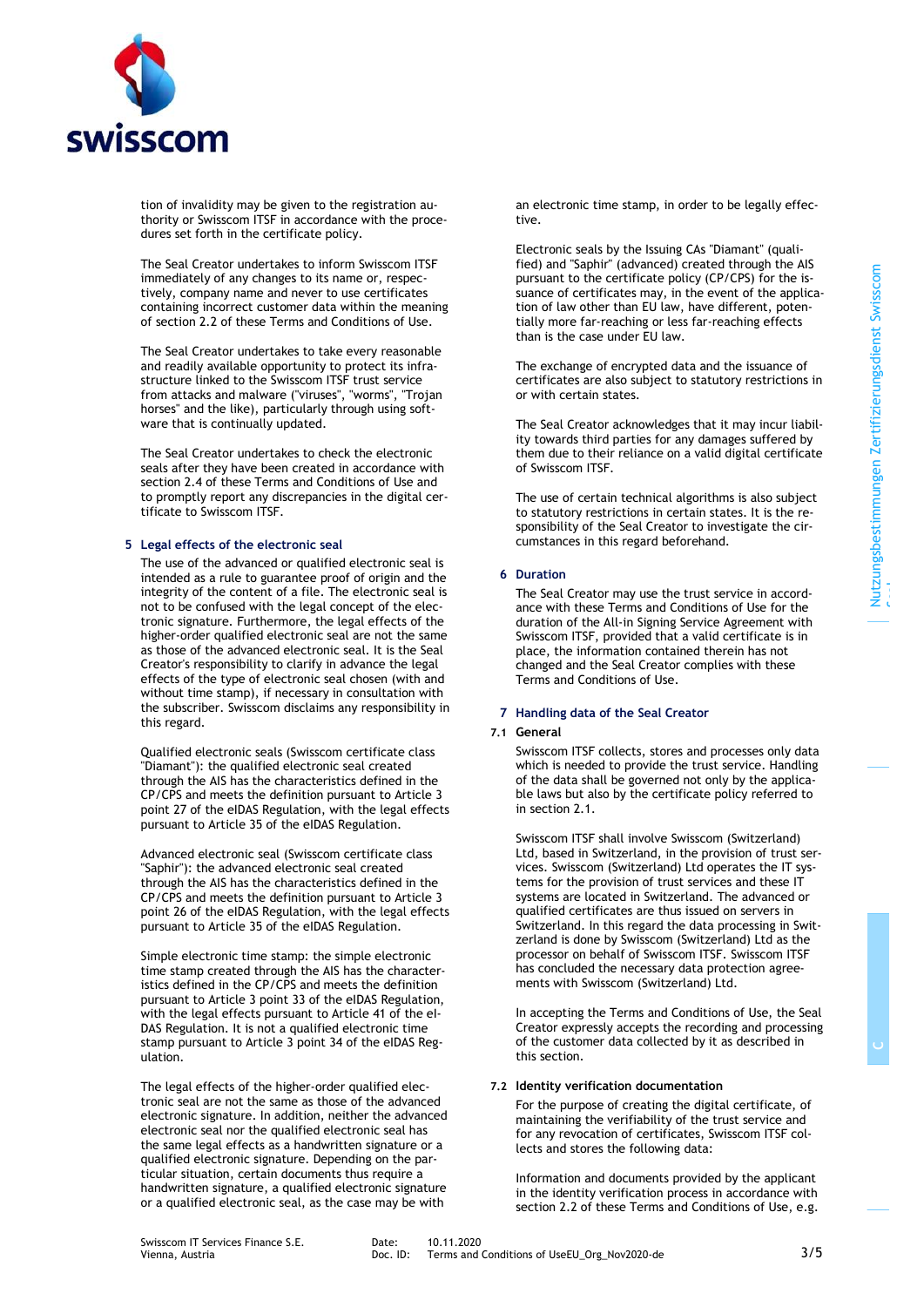tion of invalidity may be given to the registration authority or Swisscom ITSF in accordance with the procedures set forth in the certificate policy.

The Seal Creator undertakes to inform Swisscom ITSF immediately of any changes to its name or, respectively, company name and never to use certificates containing incorrect customer data within the meaning of section 2.2 of these Terms and Conditions of Use.

The Seal Creator undertakes to take every reasonable and readily available opportunity to protect its infrastructure linked to the Swisscom ITSF trust service from attacks and malware ("viruses", "worms", "Trojan horses" and the like), particularly through using software that is continually updated.

The Seal Creator undertakes to check the electronic seals after they have been created in accordance with section 2.4 of these Terms and Conditions of Use and to promptly report any discrepancies in the digital certificate to Swisscom ITSF.

## 5 Legal effects of the electronic seal

The use of the advanced or qualified electronic seal is intended as a rule to guarantee proof of origin and the integrity of the content of a file. The electronic seal is not to be confused with the legal concept of the electronic signature. Furthermore, the legal effects of the higher-order qualified electronic seal are not the same as those of the advanced electronic seal. It is the Seal Creator's responsibility to clarify in advance the legal effects of the type of electronic seal chosen (with and without time stamp), if necessary in consultation with the subscriber. Swisscom disclaims any responsibility in this regard.

Qualified electronic seals (Swisscom certificate class "Diamant"): the qualified electronic seal created through the AIS has the characteristics defined in the CP/CPS and meets the definition pursuant to Article 3 point 27 of the eIDAS Regulation, with the legal effects pursuant to Article 35 of the eIDAS Regulation.

Advanced electronic seal (Swisscom certificate class "Saphir"): the advanced electronic seal created through the AIS has the characteristics defined in the CP/CPS and meets the definition pursuant to Article 3 point 26 of the eIDAS Regulation, with the legal effects pursuant to Article 35 of the eIDAS Regulation.

Simple electronic time stamp: the simple electronic time stamp created through the AIS has the characteristics defined in the CP/CPS and meets the definition pursuant to Article 3 point 33 of the eIDAS Regulation, with the legal effects pursuant to Article 41 of the eIDAS Regulation. It is not a qualified electronic time stamp pursuant to Article 3 point 34 of the eIDAS Regulation.

The legal effects of the higher-order qualified electronic seal are not the same as those of the advanced electronic signature. In addition, neither the advanced electronic seal nor the qualified electronic seal has the same legal effects as a handwritten signature or a qualified electronic signature. Depending on the particular situation, certain documents thus require a handwritten signature, a qualified electronic signature or a qualified electronic seal, as the case may be with an electronic time stamp, in order to be legally effective.

Electronic seals by the Issuing CAs "Diamant" (qualified) and "Saphir" (advanced) created through the AIS pursuant to the certificate policy (CP/CPS) for the issuance of certificates may, in the event of the application of law other than EU law, have different, potentially more far-reaching or less far-reaching effects than is the case under EU law.

The exchange of encrypted data and the issuance of certificates are also subject to statutory restrictions in or with certain states.

The Seal Creator acknowledges that it may incur liability towards third parties for any damages suffered by them due to their reliance on a valid digital certificate of Swisscom ITSF.

The use of certain technical algorithms is also subject to statutory restrictions in certain states. It is the responsibility of the Seal Creator to investigate the circumstances in this regard beforehand.

## 6 Duration

The Seal Creator may use the trust service in accordance with these Terms and Conditions of Use for the duration of the All-in Signing Service Agreement with Swisscom ITSF, provided that a valid certificate is in place, the information contained therein has not changed and the Seal Creator complies with these Terms and Conditions of Use.

## 7 Handling data of the Seal Creator

### 7.1 General

Swisscom ITSF collects, stores and processes only data which is needed to provide the trust service. Handling of the data shall be governed not only by the applicable laws but also by the certificate policy referred to in section 2.1.

Swisscom ITSF shall involve Swisscom (Switzerland) Ltd, based in Switzerland, in the provision of trust services. Swisscom (Switzerland) Ltd operates the IT systems for the provision of trust services and these IT systems are located in Switzerland. The advanced or qualified certificates are thus issued on servers in Switzerland. In this regard the data processing in Switzerland is done by Swisscom (Switzerland) Ltd as the processor on behalf of Swisscom ITSF. Swisscom ITSF has concluded the necessary data protection agreements with Swisscom (Switzerland) Ltd.

In accepting the Terms and Conditions of Use, the Seal Creator expressly accepts the recording and processing of the customer data collected by it as described in this section.

### 7.2 Identity verification documentation

For the purpose of creating the digital certificate, of maintaining the verifiability of the trust service and for any revocation of certificates, Swisscom ITSF collects and stores the following data:

Information and documents provided by the applicant in the identity verification process in accordance with section 2.2 of these Terms and Conditions of Use, e.g.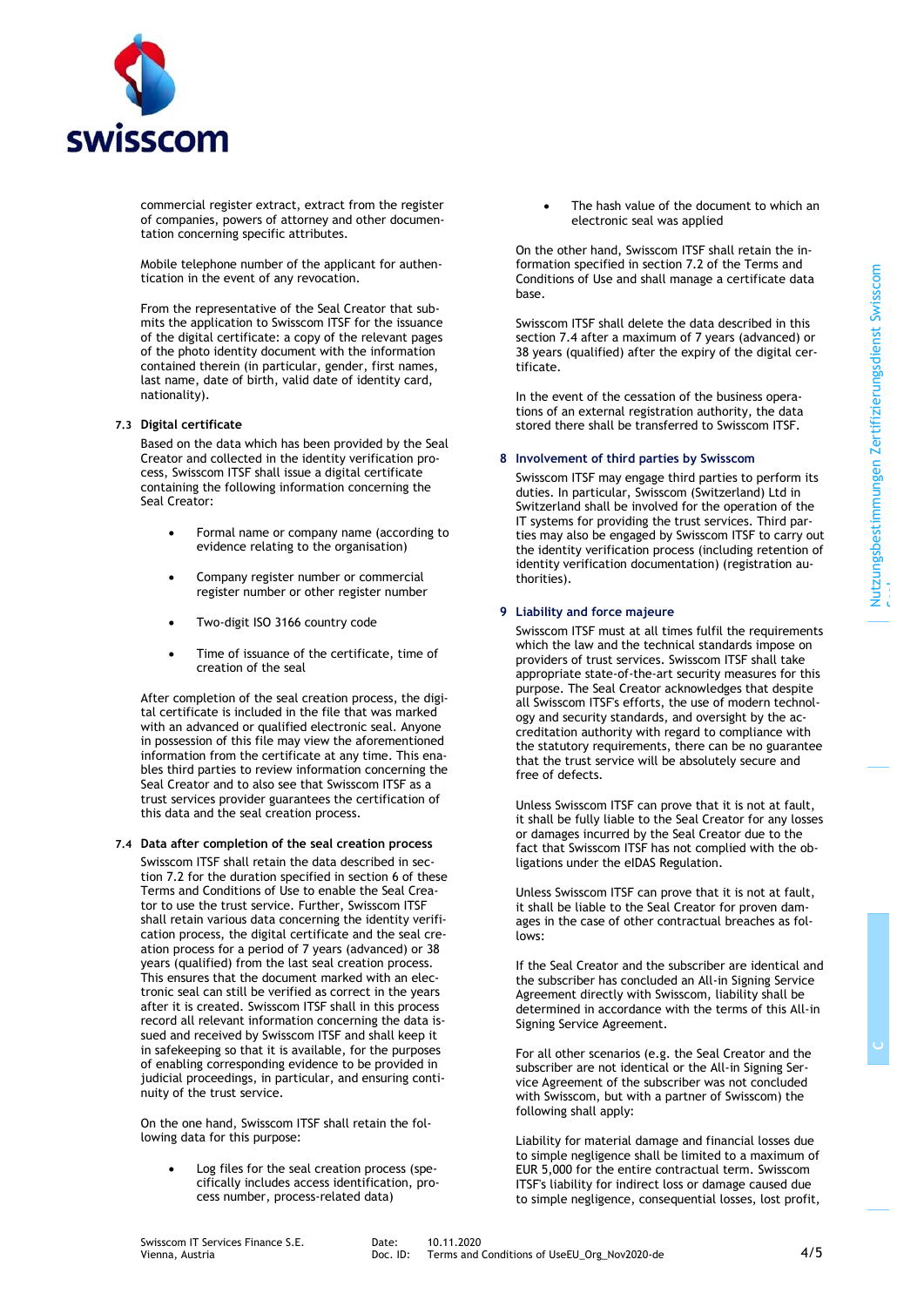commercial register extract, extract from the register of companies, powers of attorney and other documentation concerning specific attributes.

Mobile telephone number of the applicant for authentication in the event of any revocation.

From the representative of the Seal Creator that submits the application to Swisscom ITSF for the issuance of the digital certificate: a copy of the relevant pages of the photo identity document with the information contained therein (in particular, gender, first names, last name, date of birth, valid date of identity card, nationality).

### 7.3 Digital certificate

Based on the data which has been provided by the Seal Creator and collected in the identity verification process, Swisscom ITSF shall issue a digital certificate containing the following information concerning the Seal Creator:

- Formal name or company name (according to evidence relating to the organisation)
- Company register number or commercial register number or other register number
- Two-digit ISO 3166 country code
- Time of issuance of the certificate, time of creation of the seal

After completion of the seal creation process, the digital certificate is included in the file that was marked with an advanced or qualified electronic seal. Anyone in possession of this file may view the aforementioned information from the certificate at any time. This enables third parties to review information concerning the Seal Creator and to also see that Swisscom ITSF as a trust services provider guarantees the certification of this data and the seal creation process.

### 7.4 Data after completion of the seal creation process

Swisscom ITSF shall retain the data described in section 7.2 for the duration specified in section 6 of these Terms and Conditions of Use to enable the Seal Creator to use the trust service. Further, Swisscom ITSF shall retain various data concerning the identity verification process, the digital certificate and the seal creation process for a period of 7 years (advanced) or 38 years (qualified) from the last seal creation process. This ensures that the document marked with an electronic seal can still be verified as correct in the years after it is created. Swisscom ITSF shall in this process record all relevant information concerning the data issued and received by Swisscom ITSF and shall keep it in safekeeping so that it is available, for the purposes of enabling corresponding evidence to be provided in judicial proceedings, in particular, and ensuring continuity of the trust service.

On the one hand, Swisscom ITSF shall retain the following data for this purpose:

- Log files for the seal creation process (specifically includes access identification, process number, process-related data)
- The hash value of the document to which an electronic seal was applied

On the other hand, Swisscom ITSF shall retain the information specified in section 7.2 of the Terms and Conditions of Use and shall manage a certificate data base.

Swisscom ITSF shall delete the data described in this section 7.4 after a maximum of 7 years (advanced) or 38 years (qualified) after the expiry of the digital certificate.

In the event of the cessation of the business operations of an external registration authority, the data stored there shall be transferred to Swisscom ITSF.

## 8 Involvement of third parties by Swisscom

Swisscom ITSF may engage third parties to perform its duties. In particular, Swisscom (Switzerland) Ltd in Switzerland shall be involved for the operation of the IT systems for providing the trust services. Third parties may also be engaged by Swisscom ITSF to carry out the identity verification process (including retention of identity verification documentation) (registration authorities).

## 9 Liability and force majeure

Swisscom ITSF must at all times fulfil the requirements which the law and the technical standards impose on providers of trust services. Swisscom ITSF shall take appropriate state-of-the-art security measures for this purpose. The Seal Creator acknowledges that despite all Swisscom ITSF's efforts, the use of modern technology and security standards, and oversight by the accreditation authority with regard to compliance with the statutory requirements, there can be no guarantee that the trust service will be absolutely secure and free of defects.

Unless Swisscom ITSF can prove that it is not at fault, it shall be fully liable to the Seal Creator for any losses or damages incurred by the Seal Creator due to the fact that Swisscom ITSF has not complied with the obligations under the eIDAS Regulation.

Unless Swisscom ITSF can prove that it is not at fault, it shall be liable to the Seal Creator for proven damages in the case of other contractual breaches as follows:

If the Seal Creator and the subscriber are identical and the subscriber has concluded an All-in Signing Service Agreement directly with Swisscom, liability shall be determined in accordance with the terms of this All-in Signing Service Agreement.

For all other scenarios (e.g. the Seal Creator and the subscriber are not identical or the All-in Signing Service Agreement of the subscriber was not concluded with Swisscom, but with a partner of Swisscom) the following shall apply:

Liability for material damage and financial losses due to simple negligence shall be limited to a maximum of EUR 5,000 for the entire contractual term. Swisscom ITSF's liability for indirect loss or damage caused due to simple negligence, consequential losses, lost profit,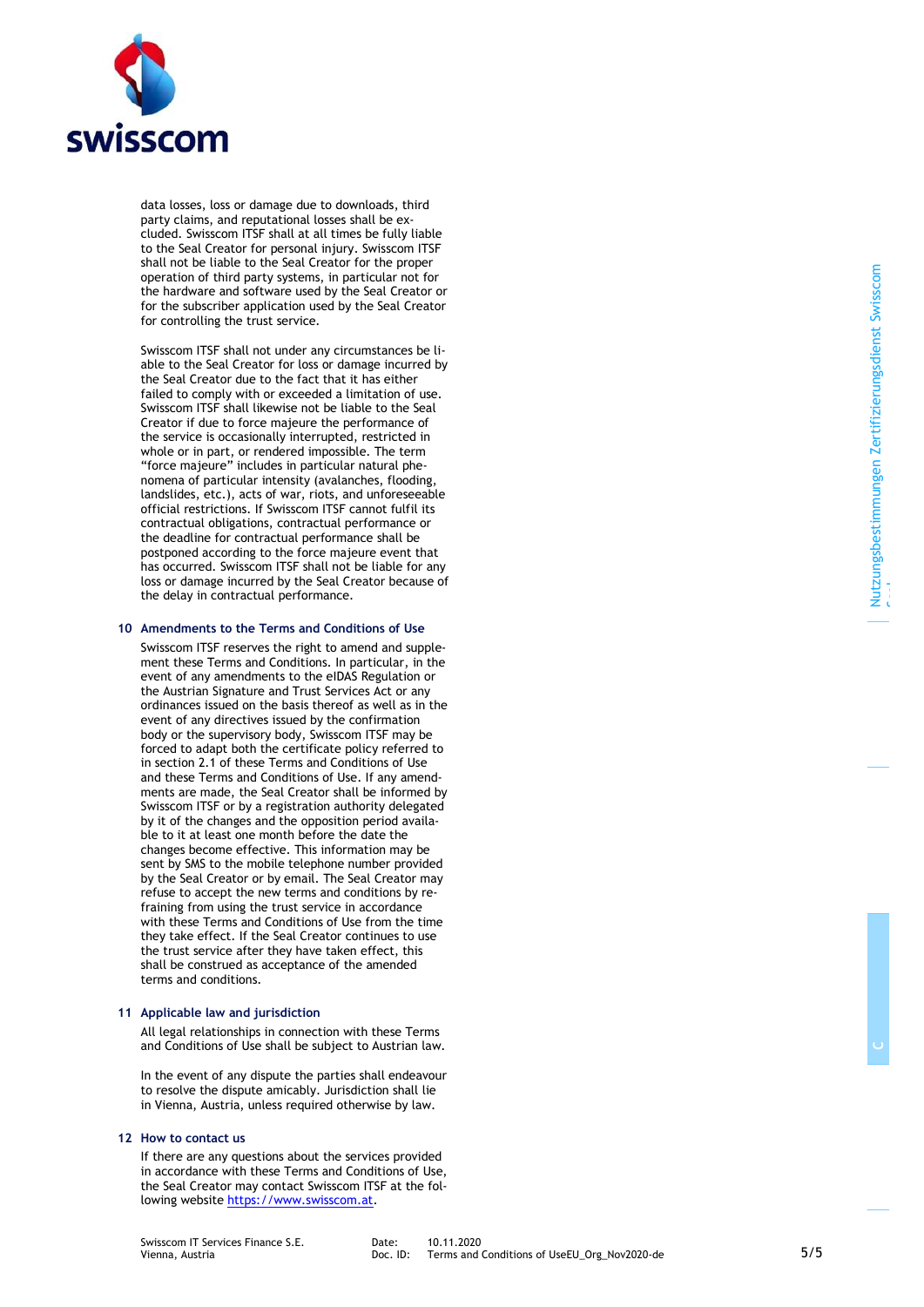data losses, loss or damage due to downloads, third party claims, and reputational losses shall be excluded. Swisscom ITSF shall at all times be fully liable to the Seal Creator for personal injury. Swisscom ITSF shall not be liable to the Seal Creator for the proper operation of third party systems, in particular not for the hardware and software used by the Seal Creator or for the subscriber application used by the Seal Creator for controlling the trust service.

Swisscom ITSF shall not under any circumstances be liable to the Seal Creator for loss or damage incurred by the Seal Creator due to the fact that it has either failed to comply with or exceeded a limitation of use. Swisscom ITSF shall likewise not be liable to the Seal Creator if due to force majeure the performance of the service is occasionally interrupted, restricted in whole or in part, or rendered impossible. The term "force majeure" includes in particular natural phenomena of particular intensity (avalanches, flooding, landslides, etc.), acts of war, riots, and unforeseeable official restrictions. If Swisscom ITSF cannot fulfil its contractual obligations, contractual performance or the deadline for contractual performance shall be postponed according to the force majeure event that has occurred. Swisscom ITSF shall not be liable for any loss or damage incurred by the Seal Creator because of the delay in contractual performance.

## 10 Amendments to the Terms and Conditions of Use

Swisscom ITSF reserves the right to amend and supplement these Terms and Conditions. In particular, in the event of any amendments to the eIDAS Regulation or the Austrian Signature and Trust Services Act or any ordinances issued on the basis thereof as well as in the event of any directives issued by the confirmation body or the supervisory body, Swisscom ITSF may be forced to adapt both the certificate policy referred to in section 2.1 of these Terms and Conditions of Use and these Terms and Conditions of Use. If any amendments are made, the Seal Creator shall be informed by Swisscom ITSF or by a registration authority delegated by it of the changes and the opposition period available to it at least one month before the date the changes become effective. This information may be sent by SMS to the mobile telephone number provided by the Seal Creator or by email. The Seal Creator may refuse to accept the new terms and conditions by refraining from using the trust service in accordance with these Terms and Conditions of Use from the time they take effect. If the Seal Creator continues to use the trust service after they have taken effect, this shall be construed as acceptance of the amended terms and conditions.

## 11 Applicable law and jurisdiction

All legal relationships in connection with these Terms and Conditions of Use shall be subject to Austrian law.

In the event of any dispute the parties shall endeavour to resolve the dispute amicably. Jurisdiction shall lie in Vienna, Austria, unless required otherwise by law.

## 12 How to contact us

If there are any questions about the services provided in accordance with these Terms and Conditions of Use, the Seal Creator may contact Swisscom ITSF at the following website https://www.swisscom.at.